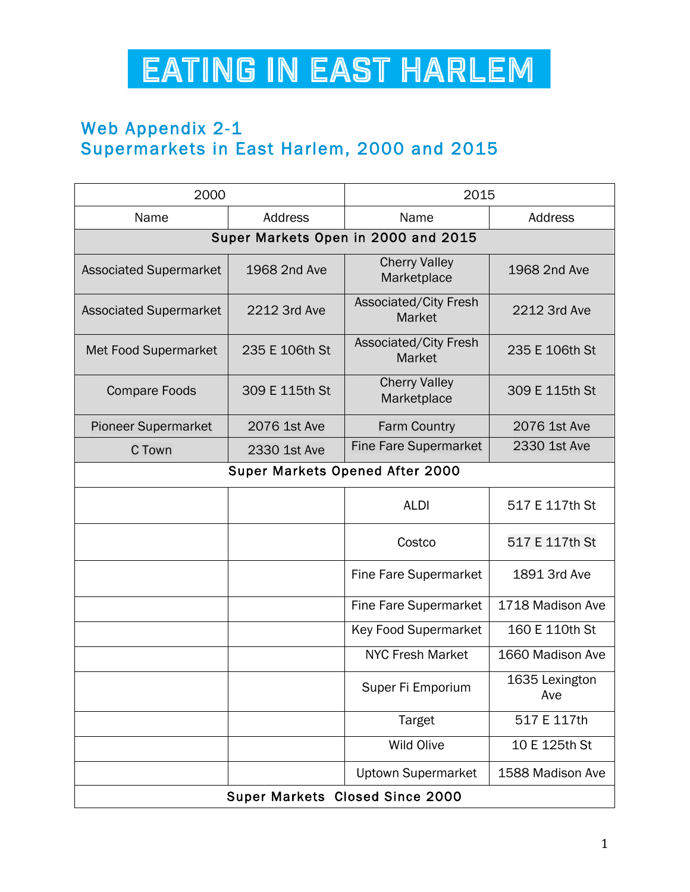# EATING IN EAST HARLEM

## Web Appendix 2-1
## Supermarkets in East Harlem, 2000 and 2015

| 2000 | | 2015 | |
|---|---|---|---|
| Name | Address | Name | Address |
| **Super Markets Open in 2000 and 2015** | | | |
| Associated Supermarket | 1968 2nd Ave | Cherry Valley Marketplace | 1968 2nd Ave |
| Associated Supermarket | 2212 3rd Ave | Associated/City Fresh Market | 2212 3rd Ave |
| Met Food Supermarket | 235 E 106th St | Associated/City Fresh Market | 235 E 106th St |
| Compare Foods | 309 E 115th St | Cherry Valley Marketplace | 309 E 115th St |
| Pioneer Supermarket | 2076 1st Ave | Farm Country | 2076 1st Ave |
| C Town | 2330 1st Ave | Fine Fare Supermarket | 2330 1st Ave |
| **Super Markets Opened After 2000** | | | |
| | | ALDI | 517 E 117th St |
| | | Costco | 517 E 117th St |
| | | Fine Fare Supermarket | 1891 3rd Ave |
| | | Fine Fare Supermarket | 1718 Madison Ave |
| | | Key Food Supermarket | 160 E 110th St |
| | | NYC Fresh Market | 1660 Madison Ave |
| | | Super Fi Emporium | 1635 Lexington Ave |
| | | Target | 517 E 117th |
| | | Wild Olive | 10 E 125th St |
| | | Uptown Supermarket | 1588 Madison Ave |
| **Super Markets Closed Since 2000** | | | |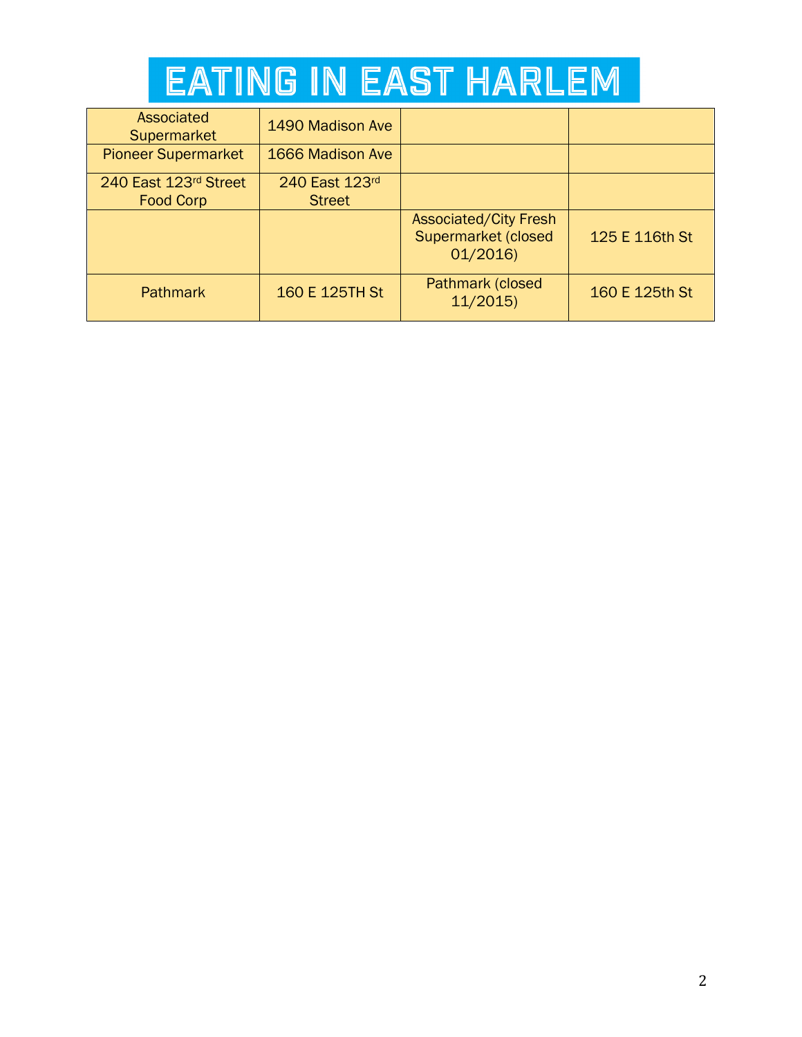# EATING IN EAST HARLEM

| | | | |
|---|---|---|---|
| Associated Supermarket | 1490 Madison Ave | | |
| Pioneer Supermarket | 1666 Madison Ave | | |
| 240 East 123rd Street Food Corp | 240 East 123rd Street | | |
| | | Associated/City Fresh Supermarket (closed 01/2016) | 125 E 116th St |
| Pathmark | 160 E 125TH St | Pathmark (closed 11/2015) | 160 E 125th St |